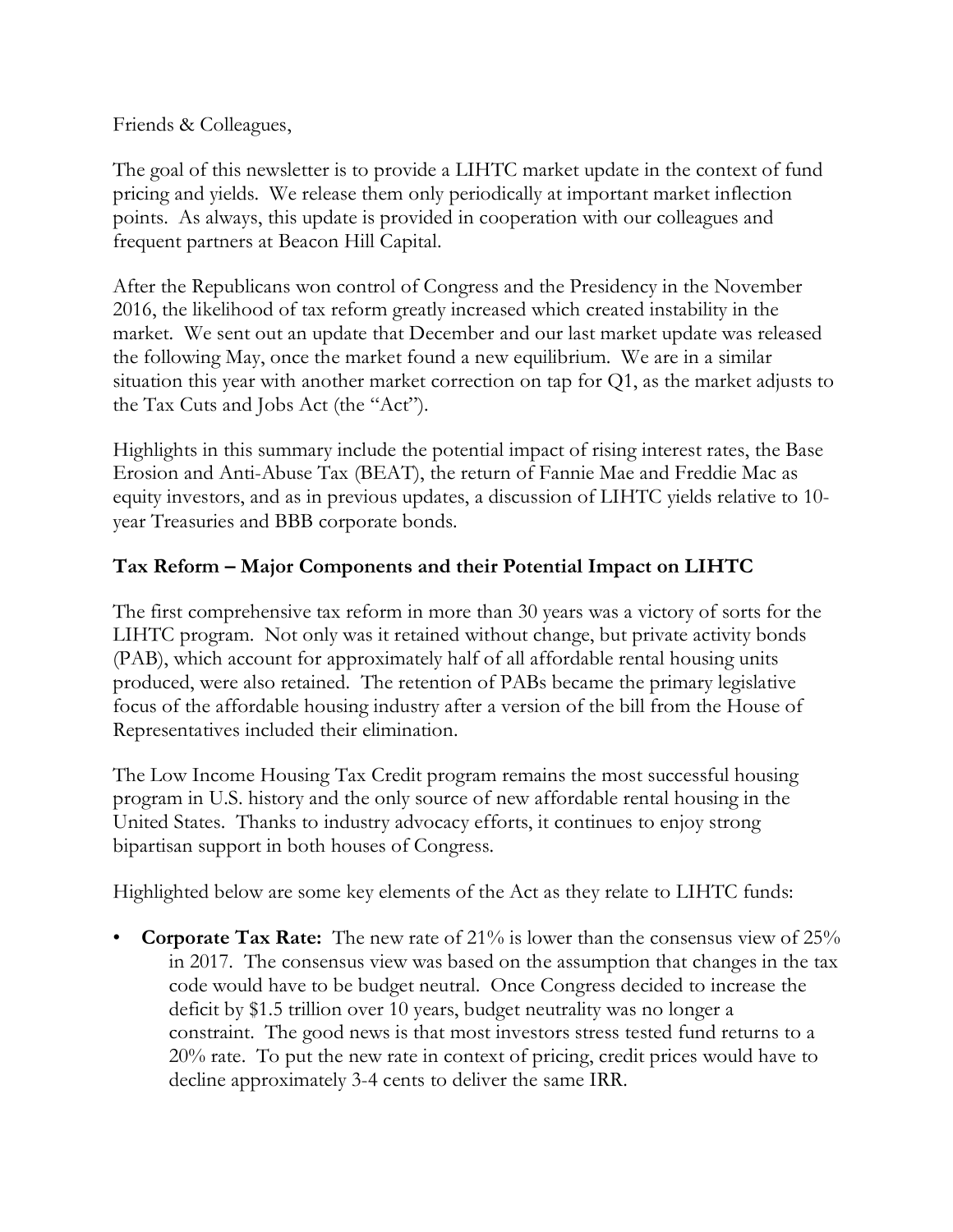Friends & Colleagues,

The goal of this newsletter is to provide a LIHTC market update in the context of fund pricing and yields. We release them only periodically at important market inflection points. As always, this update is provided in cooperation with our colleagues and frequent partners at Beacon Hill Capital.

After the Republicans won control of Congress and the Presidency in the November 2016, the likelihood of tax reform greatly increased which created instability in the market. We sent out an update that December and our last market update was released the following May, once the market found a new equilibrium. We are in a similar situation this year with another market correction on tap for Q1, as the market adjusts to the Tax Cuts and Jobs Act (the "Act").

Highlights in this summary include the potential impact of rising interest rates, the Base Erosion and Anti-Abuse Tax (BEAT), the return of Fannie Mae and Freddie Mac as equity investors, and as in previous updates, a discussion of LIHTC yields relative to 10-year Treasuries and BBB corporate bonds.

## Tax Reform – Major Components and their Potential Impact on LIHTC

The first comprehensive tax reform in more than 30 years was a victory of sorts for the LIHTC program. Not only was it retained without change, but private activity bonds (PAB), which account for approximately half of all affordable rental housing units produced, were also retained. The retention of PABs became the primary legislative focus of the affordable housing industry after a version of the bill from the House of Representatives included their elimination.

The Low Income Housing Tax Credit program remains the most successful housing program in U.S. history and the only source of new affordable rental housing in the United States. Thanks to industry advocacy efforts, it continues to enjoy strong bipartisan support in both houses of Congress.

Highlighted below are some key elements of the Act as they relate to LIHTC funds:

- **Corporate Tax Rate:** The new rate of 21% is lower than the consensus view of 25% in 2017. The consensus view was based on the assumption that changes in the tax code would have to be budget neutral. Once Congress decided to increase the deficit by $1.5 trillion over 10 years, budget neutrality was no longer a constraint. The good news is that most investors stress tested fund returns to a 20% rate. To put the new rate in context of pricing, credit prices would have to decline approximately 3-4 cents to deliver the same IRR.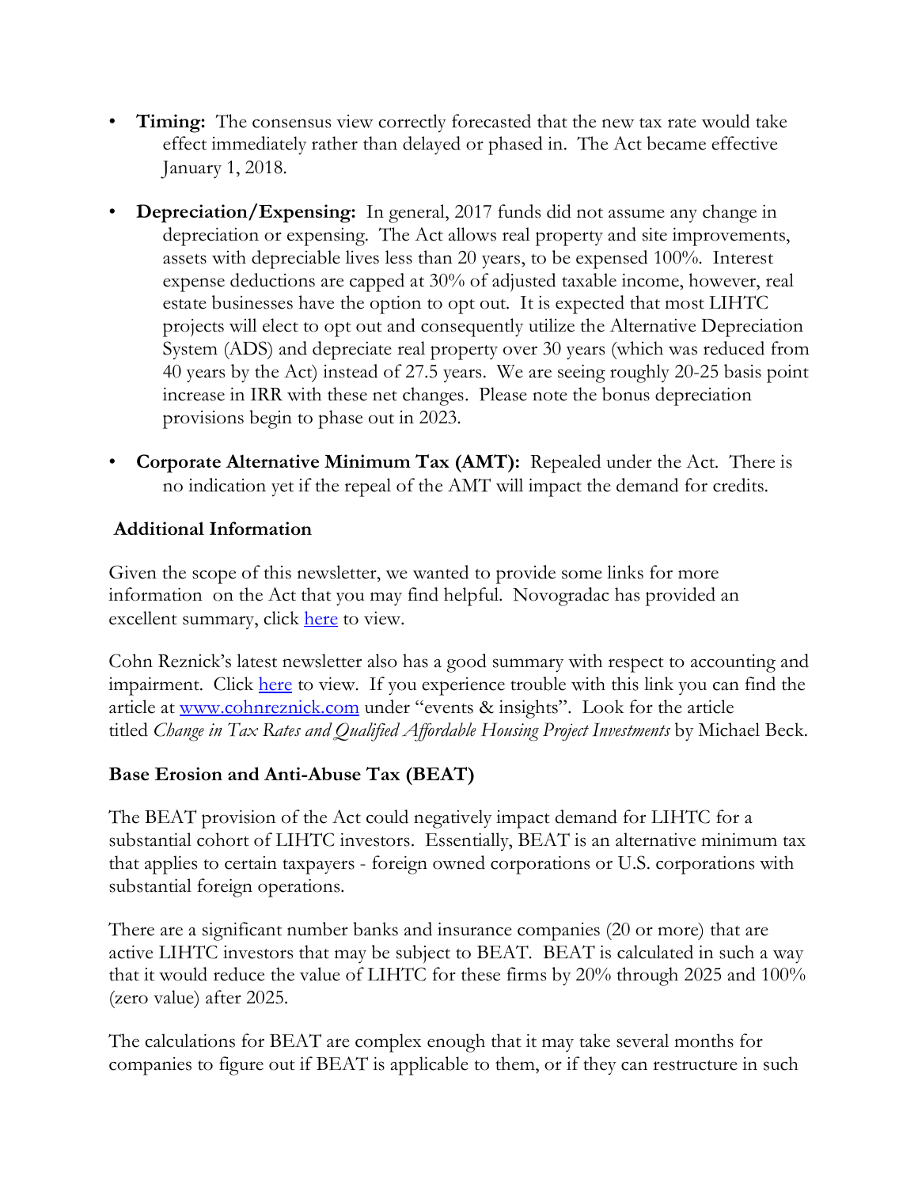- **Timing:** The consensus view correctly forecasted that the new tax rate would take effect immediately rather than delayed or phased in. The Act became effective January 1, 2018.

- **Depreciation/Expensing:** In general, 2017 funds did not assume any change in depreciation or expensing. The Act allows real property and site improvements, assets with depreciable lives less than 20 years, to be expensed 100%. Interest expense deductions are capped at 30% of adjusted taxable income, however, real estate businesses have the option to opt out. It is expected that most LIHTC projects will elect to opt out and consequently utilize the Alternative Depreciation System (ADS) and depreciate real property over 30 years (which was reduced from 40 years by the Act) instead of 27.5 years. We are seeing roughly 20-25 basis point increase in IRR with these net changes. Please note the bonus depreciation provisions begin to phase out in 2023.

- **Corporate Alternative Minimum Tax (AMT):** Repealed under the Act. There is no indication yet if the repeal of the AMT will impact the demand for credits.

## Additional Information

Given the scope of this newsletter, we wanted to provide some links for more information on the Act that you may find helpful. Novogradac has provided an excellent summary, click [here](#) to view.

Cohn Reznick's latest newsletter also has a good summary with respect to accounting and impairment. Click [here](#) to view. If you experience trouble with this link you can find the article at [www.cohnreznick.com](http://www.cohnreznick.com) under "events & insights". Look for the article titled *Change in Tax Rates and Qualified Affordable Housing Project Investments* by Michael Beck.

## Base Erosion and Anti-Abuse Tax (BEAT)

The BEAT provision of the Act could negatively impact demand for LIHTC for a substantial cohort of LIHTC investors. Essentially, BEAT is an alternative minimum tax that applies to certain taxpayers - foreign owned corporations or U.S. corporations with substantial foreign operations.

There are a significant number banks and insurance companies (20 or more) that are active LIHTC investors that may be subject to BEAT. BEAT is calculated in such a way that it would reduce the value of LIHTC for these firms by 20% through 2025 and 100% (zero value) after 2025.

The calculations for BEAT are complex enough that it may take several months for companies to figure out if BEAT is applicable to them, or if they can restructure in such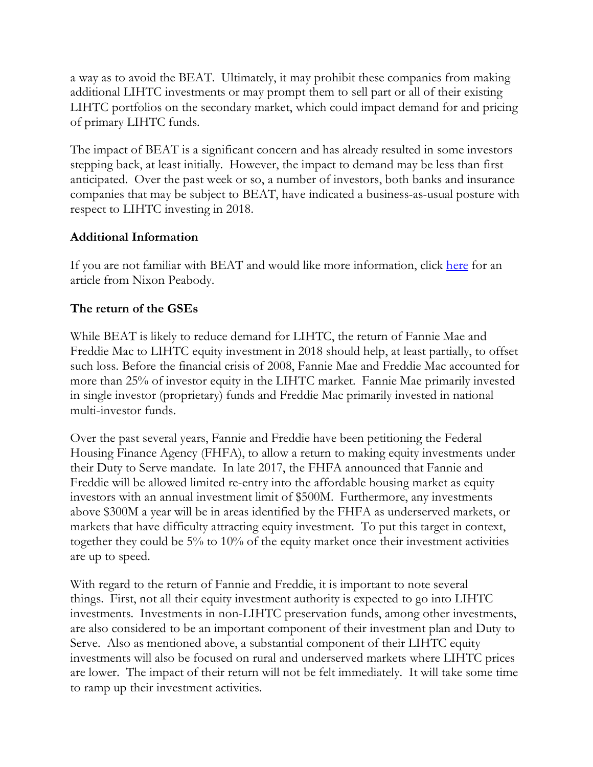a way as to avoid the BEAT. Ultimately, it may prohibit these companies from making additional LIHTC investments or may prompt them to sell part or all of their existing LIHTC portfolios on the secondary market, which could impact demand for and pricing of primary LIHTC funds.

The impact of BEAT is a significant concern and has already resulted in some investors stepping back, at least initially. However, the impact to demand may be less than first anticipated. Over the past week or so, a number of investors, both banks and insurance companies that may be subject to BEAT, have indicated a business-as-usual posture with respect to LIHTC investing in 2018.

**Additional Information**

If you are not familiar with BEAT and would like more information, click here for an article from Nixon Peabody.

**The return of the GSEs**

While BEAT is likely to reduce demand for LIHTC, the return of Fannie Mae and Freddie Mac to LIHTC equity investment in 2018 should help, at least partially, to offset such loss. Before the financial crisis of 2008, Fannie Mae and Freddie Mac accounted for more than 25% of investor equity in the LIHTC market. Fannie Mae primarily invested in single investor (proprietary) funds and Freddie Mac primarily invested in national multi-investor funds.

Over the past several years, Fannie and Freddie have been petitioning the Federal Housing Finance Agency (FHFA), to allow a return to making equity investments under their Duty to Serve mandate. In late 2017, the FHFA announced that Fannie and Freddie will be allowed limited re-entry into the affordable housing market as equity investors with an annual investment limit of $500M. Furthermore, any investments above $300M a year will be in areas identified by the FHFA as underserved markets, or markets that have difficulty attracting equity investment. To put this target in context, together they could be 5% to 10% of the equity market once their investment activities are up to speed.

With regard to the return of Fannie and Freddie, it is important to note several things. First, not all their equity investment authority is expected to go into LIHTC investments. Investments in non-LIHTC preservation funds, among other investments, are also considered to be an important component of their investment plan and Duty to Serve. Also as mentioned above, a substantial component of their LIHTC equity investments will also be focused on rural and underserved markets where LIHTC prices are lower. The impact of their return will not be felt immediately. It will take some time to ramp up their investment activities.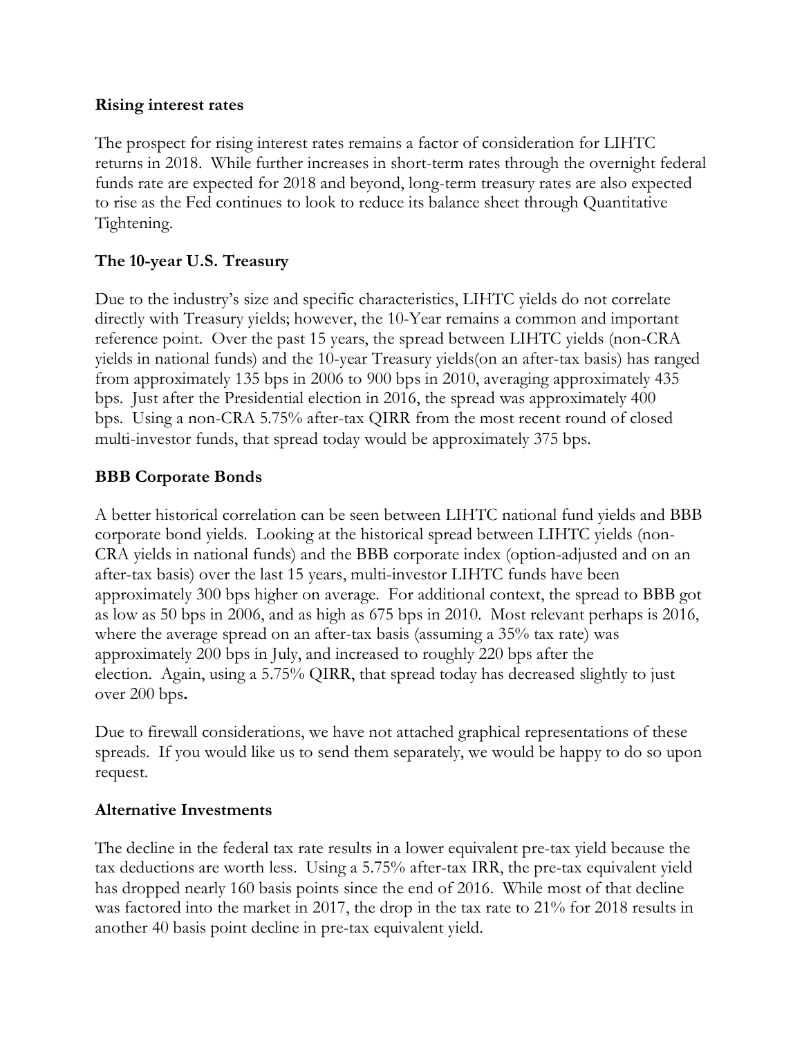**Rising interest rates**

The prospect for rising interest rates remains a factor of consideration for LIHTC returns in 2018. While further increases in short-term rates through the overnight federal funds rate are expected for 2018 and beyond, long-term treasury rates are also expected to rise as the Fed continues to look to reduce its balance sheet through Quantitative Tightening.

**The 10-year U.S. Treasury**

Due to the industry's size and specific characteristics, LIHTC yields do not correlate directly with Treasury yields; however, the 10-Year remains a common and important reference point. Over the past 15 years, the spread between LIHTC yields (non-CRA yields in national funds) and the 10-year Treasury yields(on an after-tax basis) has ranged from approximately 135 bps in 2006 to 900 bps in 2010, averaging approximately 435 bps. Just after the Presidential election in 2016, the spread was approximately 400 bps. Using a non-CRA 5.75% after-tax QIRR from the most recent round of closed multi-investor funds, that spread today would be approximately 375 bps.

**BBB Corporate Bonds**

A better historical correlation can be seen between LIHTC national fund yields and BBB corporate bond yields. Looking at the historical spread between LIHTC yields (non-CRA yields in national funds) and the BBB corporate index (option-adjusted and on an after-tax basis) over the last 15 years, multi-investor LIHTC funds have been approximately 300 bps higher on average. For additional context, the spread to BBB got as low as 50 bps in 2006, and as high as 675 bps in 2010. Most relevant perhaps is 2016, where the average spread on an after-tax basis (assuming a 35% tax rate) was approximately 200 bps in July, and increased to roughly 220 bps after the election. Again, using a 5.75% QIRR, that spread today has decreased slightly to just over 200 bps**.**

Due to firewall considerations, we have not attached graphical representations of these spreads. If you would like us to send them separately, we would be happy to do so upon request.

**Alternative Investments**

The decline in the federal tax rate results in a lower equivalent pre-tax yield because the tax deductions are worth less. Using a 5.75% after-tax IRR, the pre-tax equivalent yield has dropped nearly 160 basis points since the end of 2016. While most of that decline was factored into the market in 2017, the drop in the tax rate to 21% for 2018 results in another 40 basis point decline in pre-tax equivalent yield.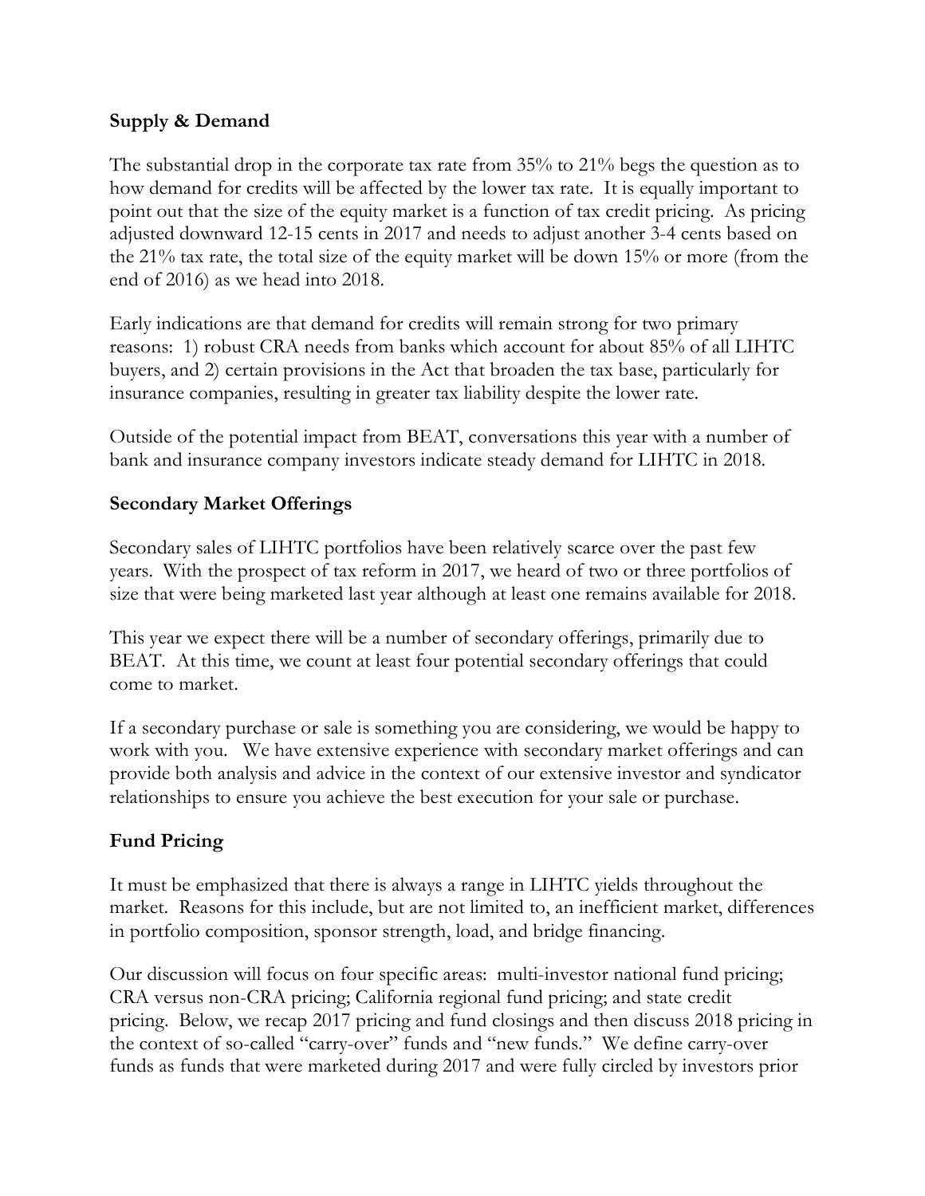**Supply & Demand**

The substantial drop in the corporate tax rate from 35% to 21% begs the question as to how demand for credits will be affected by the lower tax rate. It is equally important to point out that the size of the equity market is a function of tax credit pricing. As pricing adjusted downward 12-15 cents in 2017 and needs to adjust another 3-4 cents based on the 21% tax rate, the total size of the equity market will be down 15% or more (from the end of 2016) as we head into 2018.

Early indications are that demand for credits will remain strong for two primary reasons: 1) robust CRA needs from banks which account for about 85% of all LIHTC buyers, and 2) certain provisions in the Act that broaden the tax base, particularly for insurance companies, resulting in greater tax liability despite the lower rate.

Outside of the potential impact from BEAT, conversations this year with a number of bank and insurance company investors indicate steady demand for LIHTC in 2018.

**Secondary Market Offerings**

Secondary sales of LIHTC portfolios have been relatively scarce over the past few years. With the prospect of tax reform in 2017, we heard of two or three portfolios of size that were being marketed last year although at least one remains available for 2018.

This year we expect there will be a number of secondary offerings, primarily due to BEAT. At this time, we count at least four potential secondary offerings that could come to market.

If a secondary purchase or sale is something you are considering, we would be happy to work with you. We have extensive experience with secondary market offerings and can provide both analysis and advice in the context of our extensive investor and syndicator relationships to ensure you achieve the best execution for your sale or purchase.

**Fund Pricing**

It must be emphasized that there is always a range in LIHTC yields throughout the market. Reasons for this include, but are not limited to, an inefficient market, differences in portfolio composition, sponsor strength, load, and bridge financing.

Our discussion will focus on four specific areas: multi-investor national fund pricing; CRA versus non-CRA pricing; California regional fund pricing; and state credit pricing. Below, we recap 2017 pricing and fund closings and then discuss 2018 pricing in the context of so-called "carry-over" funds and "new funds." We define carry-over funds as funds that were marketed during 2017 and were fully circled by investors prior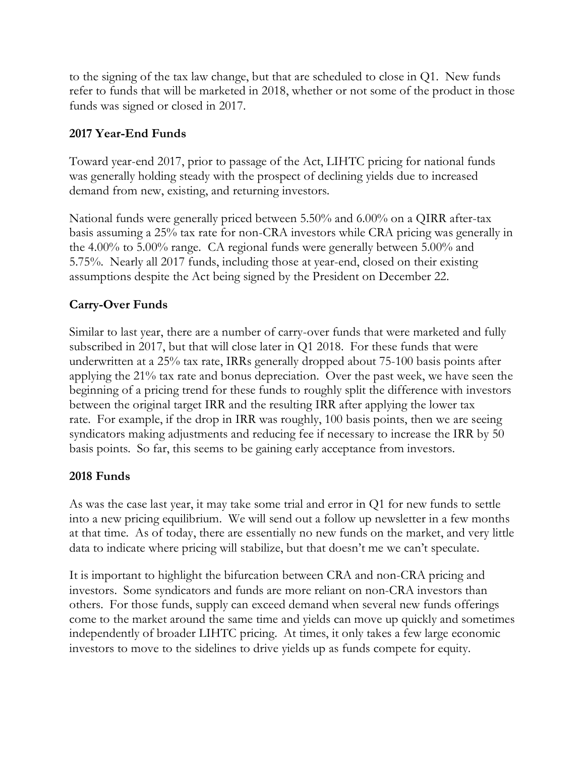to the signing of the tax law change, but that are scheduled to close in Q1. New funds refer to funds that will be marketed in 2018, whether or not some of the product in those funds was signed or closed in 2017.

**2017 Year-End Funds**

Toward year-end 2017, prior to passage of the Act, LIHTC pricing for national funds was generally holding steady with the prospect of declining yields due to increased demand from new, existing, and returning investors.

National funds were generally priced between 5.50% and 6.00% on a QIRR after-tax basis assuming a 25% tax rate for non-CRA investors while CRA pricing was generally in the 4.00% to 5.00% range. CA regional funds were generally between 5.00% and 5.75%. Nearly all 2017 funds, including those at year-end, closed on their existing assumptions despite the Act being signed by the President on December 22.

**Carry-Over Funds**

Similar to last year, there are a number of carry-over funds that were marketed and fully subscribed in 2017, but that will close later in Q1 2018. For these funds that were underwritten at a 25% tax rate, IRRs generally dropped about 75-100 basis points after applying the 21% tax rate and bonus depreciation. Over the past week, we have seen the beginning of a pricing trend for these funds to roughly split the difference with investors between the original target IRR and the resulting IRR after applying the lower tax rate. For example, if the drop in IRR was roughly, 100 basis points, then we are seeing syndicators making adjustments and reducing fee if necessary to increase the IRR by 50 basis points. So far, this seems to be gaining early acceptance from investors.

**2018 Funds**

As was the case last year, it may take some trial and error in Q1 for new funds to settle into a new pricing equilibrium. We will send out a follow up newsletter in a few months at that time. As of today, there are essentially no new funds on the market, and very little data to indicate where pricing will stabilize, but that doesn't me we can't speculate.

It is important to highlight the bifurcation between CRA and non-CRA pricing and investors. Some syndicators and funds are more reliant on non-CRA investors than others. For those funds, supply can exceed demand when several new funds offerings come to the market around the same time and yields can move up quickly and sometimes independently of broader LIHTC pricing. At times, it only takes a few large economic investors to move to the sidelines to drive yields up as funds compete for equity.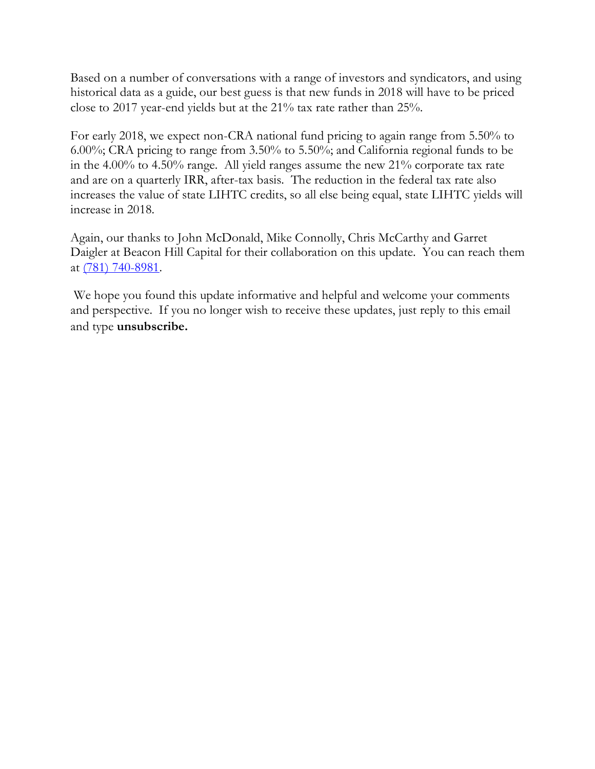Based on a number of conversations with a range of investors and syndicators, and using historical data as a guide, our best guess is that new funds in 2018 will have to be priced close to 2017 year-end yields but at the 21% tax rate rather than 25%.

For early 2018, we expect non-CRA national fund pricing to again range from 5.50% to 6.00%; CRA pricing to range from 3.50% to 5.50%; and California regional funds to be in the 4.00% to 4.50% range. All yield ranges assume the new 21% corporate tax rate and are on a quarterly IRR, after-tax basis. The reduction in the federal tax rate also increases the value of state LIHTC credits, so all else being equal, state LIHTC yields will increase in 2018.

Again, our thanks to John McDonald, Mike Connolly, Chris McCarthy and Garret Daigler at Beacon Hill Capital for their collaboration on this update. You can reach them at (781) 740-8981.

We hope you found this update informative and helpful and welcome your comments and perspective. If you no longer wish to receive these updates, just reply to this email and type **unsubscribe.**